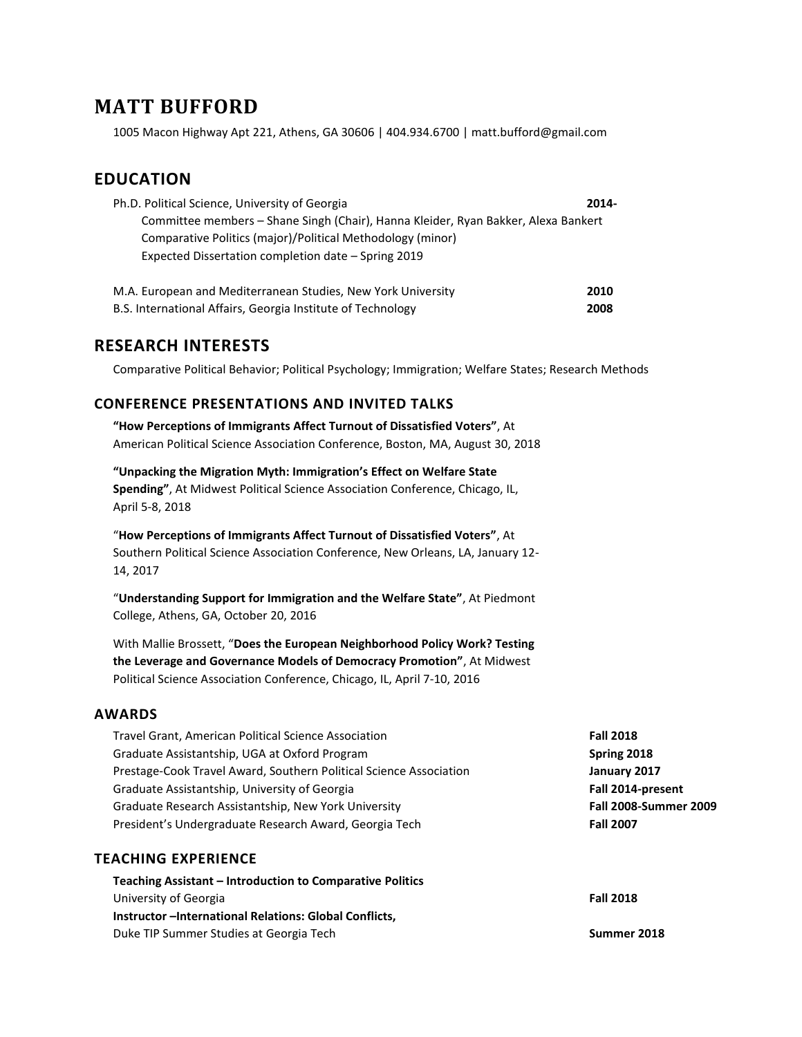# MATT BUFFORD

1005 Macon Highway Apt 221, Athens, GA 30606 | 404.934.6700 | matt.bufford@gmail.com

## EDUCATION

Ph.D. Political Science, University of Georgia **2014-**

Committee members – Shane Singh (Chair), Hanna Kleider, Ryan Bakker, Alexa Bankert
Comparative Politics (major)/Political Methodology (minor)
Expected Dissertation completion date – Spring 2019

M.A. European and Mediterranean Studies, New York University **2010**
B.S. International Affairs, Georgia Institute of Technology **2008**

## RESEARCH INTERESTS

Comparative Political Behavior; Political Psychology; Immigration; Welfare States; Research Methods

### CONFERENCE PRESENTATIONS AND INVITED TALKS

**"How Perceptions of Immigrants Affect Turnout of Dissatisfied Voters"**, At American Political Science Association Conference, Boston, MA, August 30, 2018

**"Unpacking the Migration Myth: Immigration's Effect on Welfare State Spending"**, At Midwest Political Science Association Conference, Chicago, IL, April 5-8, 2018

"**How Perceptions of Immigrants Affect Turnout of Dissatisfied Voters"**, At Southern Political Science Association Conference, New Orleans, LA, January 12-14, 2017

"**Understanding Support for Immigration and the Welfare State"**, At Piedmont College, Athens, GA, October 20, 2016

With Mallie Brossett, "**Does the European Neighborhood Policy Work? Testing the Leverage and Governance Models of Democracy Promotion"**, At Midwest Political Science Association Conference, Chicago, IL, April 7-10, 2016

### AWARDS

Travel Grant, American Political Science Association **Fall 2018**
Graduate Assistantship, UGA at Oxford Program **Spring 2018**
Prestage-Cook Travel Award, Southern Political Science Association **January 2017**
Graduate Assistantship, University of Georgia **Fall 2014-present**
Graduate Research Assistantship, New York University **Fall 2008-Summer 2009**
President's Undergraduate Research Award, Georgia Tech **Fall 2007**

### TEACHING EXPERIENCE

**Teaching Assistant – Introduction to Comparative Politics**
University of Georgia **Fall 2018**
**Instructor –International Relations: Global Conflicts,**
Duke TIP Summer Studies at Georgia Tech **Summer 2018**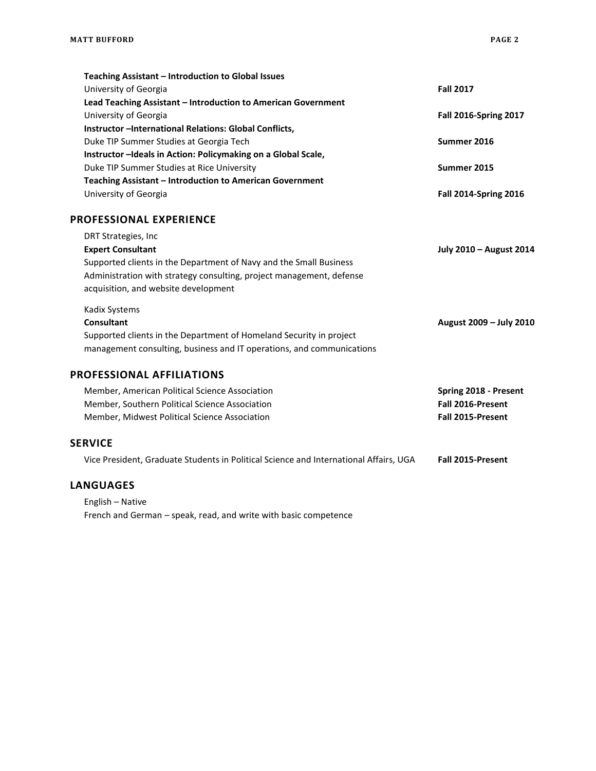**Teaching Assistant – Introduction to Global Issues**
University of Georgia **Fall 2017**

**Lead Teaching Assistant – Introduction to American Government**
University of Georgia **Fall 2016-Spring 2017**

**Instructor –International Relations: Global Conflicts,**
Duke TIP Summer Studies at Georgia Tech **Summer 2016**

**Instructor –Ideals in Action: Policymaking on a Global Scale,**
Duke TIP Summer Studies at Rice University **Summer 2015**

**Teaching Assistant – Introduction to American Government**
University of Georgia **Fall 2014-Spring 2016**

## PROFESSIONAL EXPERIENCE

DRT Strategies, Inc
**Expert Consultant** **July 2010 – August 2014**
Supported clients in the Department of Navy and the Small Business Administration with strategy consulting, project management, defense acquisition, and website development

Kadix Systems
**Consultant** **August 2009 – July 2010**
Supported clients in the Department of Homeland Security in project management consulting, business and IT operations, and communications

## PROFESSIONAL AFFILIATIONS

Member, American Political Science Association **Spring 2018 - Present**
Member, Southern Political Science Association **Fall 2016-Present**
Member, Midwest Political Science Association **Fall 2015-Present**

## SERVICE

Vice President, Graduate Students in Political Science and International Affairs, UGA **Fall 2015-Present**

## LANGUAGES

English – Native
French and German – speak, read, and write with basic competence